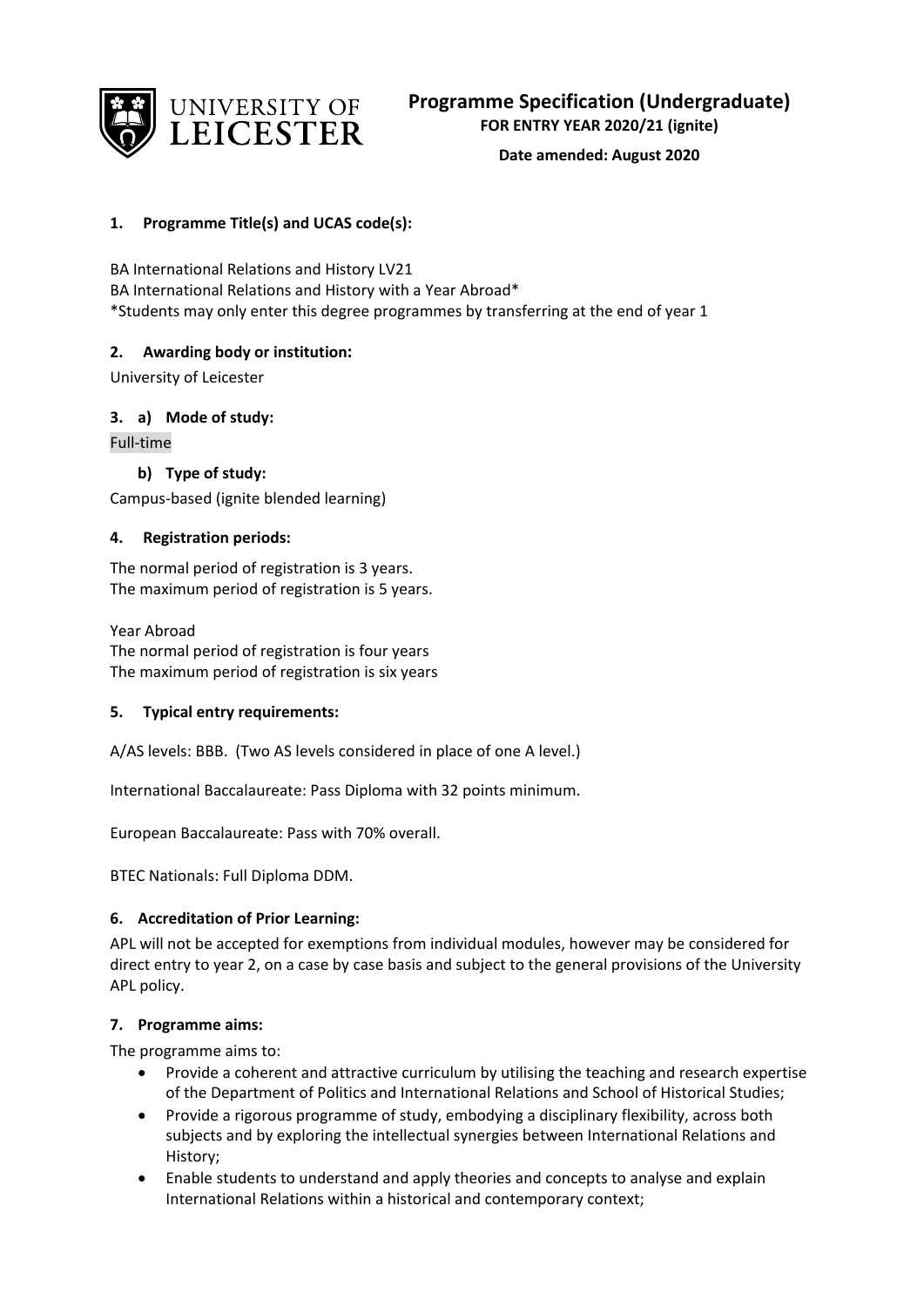UNIVERSITY OF LEICESTER

# Programme Specification (Undergraduate)

**FOR ENTRY YEAR 2020/21 (ignite)**

**Date amended: August 2020**

### 1. Programme Title(s) and UCAS code(s):

BA International Relations and History LV21
BA International Relations and History with a Year Abroad*
*Students may only enter this degree programmes by transferring at the end of year 1

### 2. Awarding body or institution:

University of Leicester

### 3. a) Mode of study:

Full-time

#### b) Type of study:

Campus-based (ignite blended learning)

### 4. Registration periods:

The normal period of registration is 3 years.
The maximum period of registration is 5 years.

Year Abroad
The normal period of registration is four years
The maximum period of registration is six years

### 5. Typical entry requirements:

A/AS levels: BBB. (Two AS levels considered in place of one A level.)

International Baccalaureate: Pass Diploma with 32 points minimum.

European Baccalaureate: Pass with 70% overall.

BTEC Nationals: Full Diploma DDM.

### 6. Accreditation of Prior Learning:

APL will not be accepted for exemptions from individual modules, however may be considered for direct entry to year 2, on a case by case basis and subject to the general provisions of the University APL policy.

### 7. Programme aims:

The programme aims to:

- Provide a coherent and attractive curriculum by utilising the teaching and research expertise of the Department of Politics and International Relations and School of Historical Studies;
- Provide a rigorous programme of study, embodying a disciplinary flexibility, across both subjects and by exploring the intellectual synergies between International Relations and History;
- Enable students to understand and apply theories and concepts to analyse and explain International Relations within a historical and contemporary context;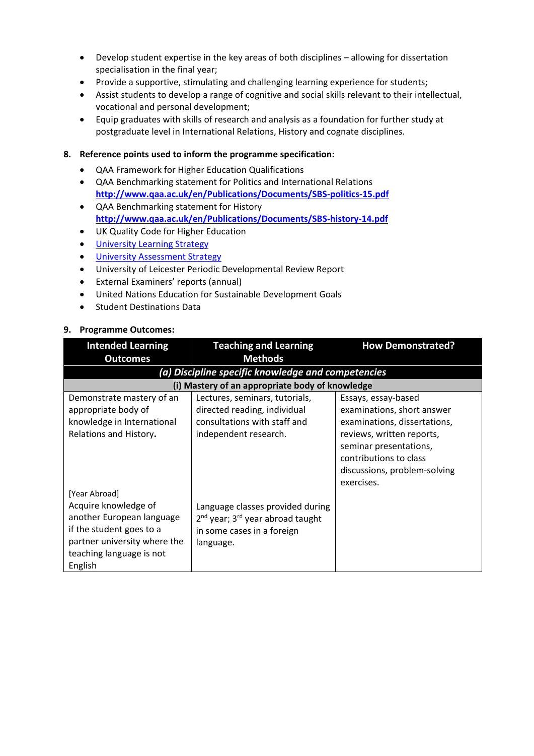- Develop student expertise in the key areas of both disciplines – allowing for dissertation specialisation in the final year;
- Provide a supportive, stimulating and challenging learning experience for students;
- Assist students to develop a range of cognitive and social skills relevant to their intellectual, vocational and personal development;
- Equip graduates with skills of research and analysis as a foundation for further study at postgraduate level in International Relations, History and cognate disciplines.

**8. Reference points used to inform the programme specification:**

- QAA Framework for Higher Education Qualifications
- QAA Benchmarking statement for Politics and International Relations **http://www.qaa.ac.uk/en/Publications/Documents/SBS-politics-15.pdf**
- QAA Benchmarking statement for History **http://www.qaa.ac.uk/en/Publications/Documents/SBS-history-14.pdf**
- UK Quality Code for Higher Education
- University Learning Strategy
- University Assessment Strategy
- University of Leicester Periodic Developmental Review Report
- External Examiners' reports (annual)
- United Nations Education for Sustainable Development Goals
- Student Destinations Data

**9. Programme Outcomes:**

| Intended Learning Outcomes | Teaching and Learning Methods | How Demonstrated? |
|---|---|---|
| ***(a) Discipline specific knowledge and competencies*** | | |
| **(i) Mastery of an appropriate body of knowledge** | | |
| Demonstrate mastery of an appropriate body of knowledge in International Relations and History.<br><br>[Year Abroad]<br>Acquire knowledge of another European language if the student goes to a partner university where the teaching language is not English | Lectures, seminars, tutorials, directed reading, individual consultations with staff and independent research.<br><br>Language classes provided during 2nd year; 3rd year abroad taught in some cases in a foreign language. | Essays, essay-based examinations, short answer examinations, dissertations, reviews, written reports, seminar presentations, contributions to class discussions, problem-solving exercises. |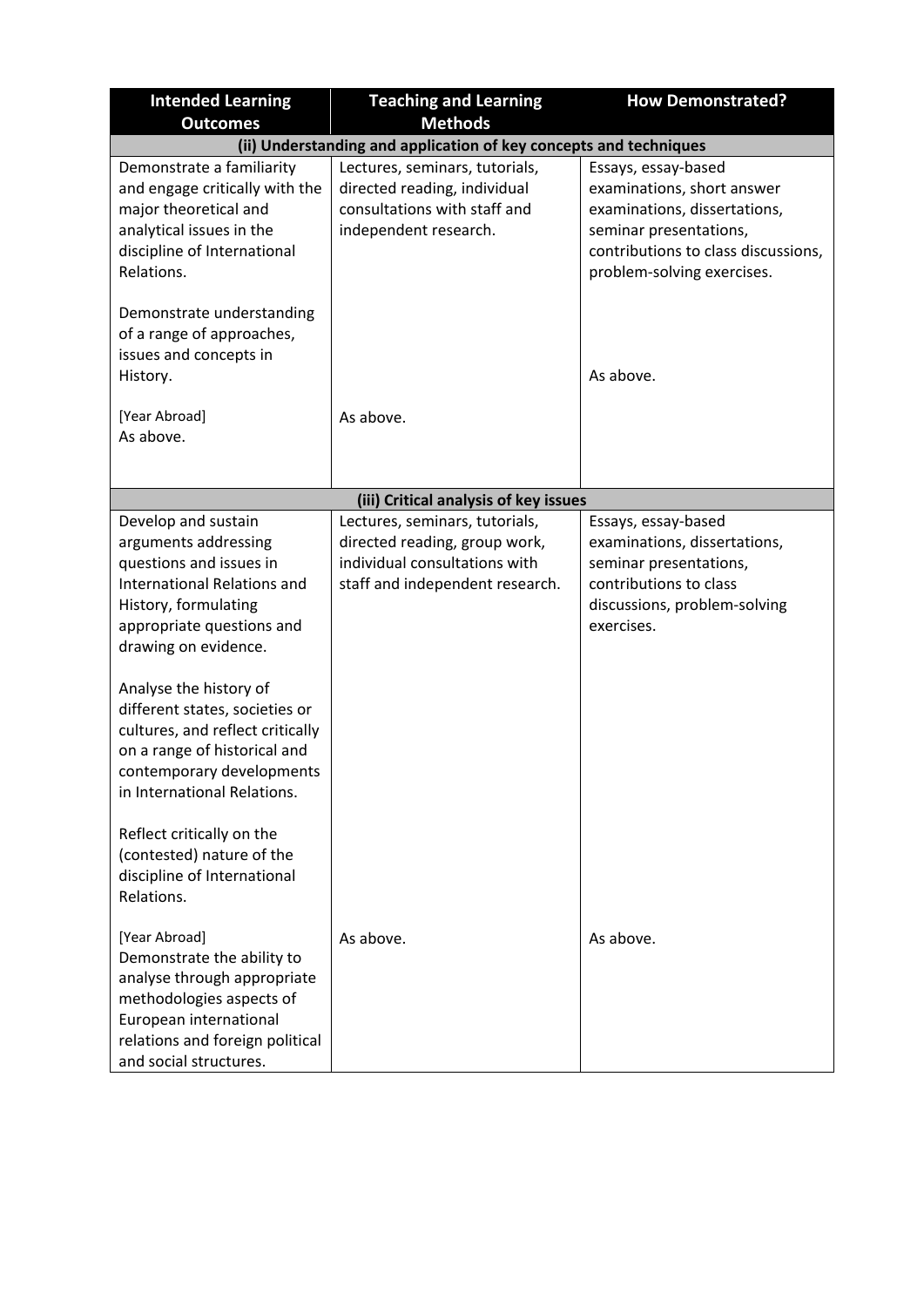| Intended Learning Outcomes | Teaching and Learning Methods | How Demonstrated? |
|---|---|---|
| **(ii) Understanding and application of key concepts and techniques** | | |
| Demonstrate a familiarity and engage critically with the major theoretical and analytical issues in the discipline of International Relations. | Lectures, seminars, tutorials, directed reading, individual consultations with staff and independent research. | Essays, essay-based examinations, short answer examinations, dissertations, seminar presentations, contributions to class discussions, problem-solving exercises. |
| Demonstrate understanding of a range of approaches, issues and concepts in History. | | As above. |
| [Year Abroad] As above. | As above. | |
| **(iii) Critical analysis of key issues** | | |
| Develop and sustain arguments addressing questions and issues in International Relations and History, formulating appropriate questions and drawing on evidence. | Lectures, seminars, tutorials, directed reading, group work, individual consultations with staff and independent research. | Essays, essay-based examinations, dissertations, seminar presentations, contributions to class discussions, problem-solving exercises. |
| Analyse the history of different states, societies or cultures, and reflect critically on a range of historical and contemporary developments in International Relations. | | |
| Reflect critically on the (contested) nature of the discipline of International Relations. | | |
| [Year Abroad] Demonstrate the ability to analyse through appropriate methodologies aspects of European international relations and foreign political and social structures. | As above. | As above. |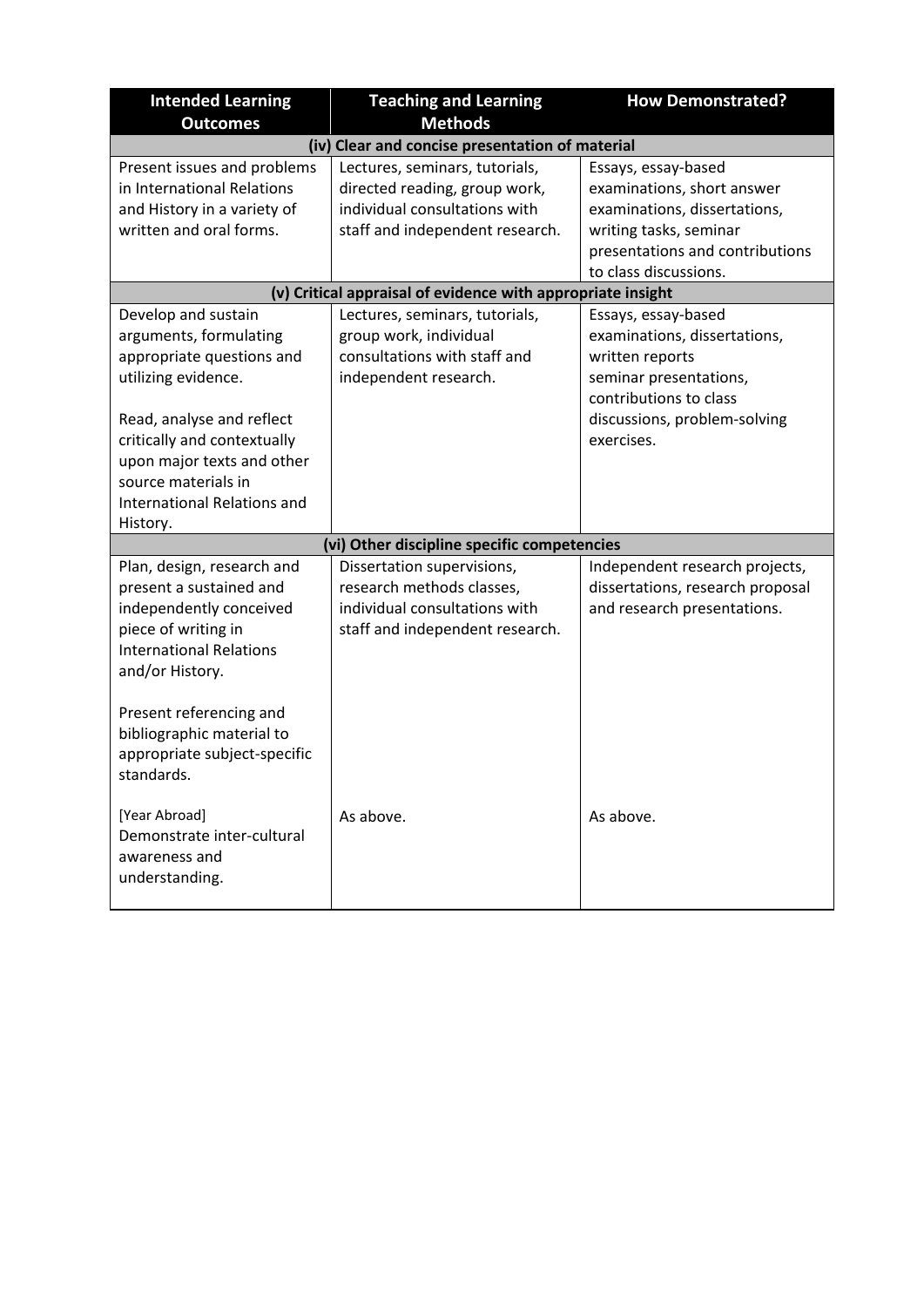| Intended Learning Outcomes | Teaching and Learning Methods | How Demonstrated? |
|---|---|---|
| **(iv) Clear and concise presentation of material** | | |
| Present issues and problems in International Relations and History in a variety of written and oral forms. | Lectures, seminars, tutorials, directed reading, group work, individual consultations with staff and independent research. | Essays, essay-based examinations, short answer examinations, dissertations, writing tasks, seminar presentations and contributions to class discussions. |
| **(v) Critical appraisal of evidence with appropriate insight** | | |
| Develop and sustain arguments, formulating appropriate questions and utilizing evidence.<br><br>Read, analyse and reflect critically and contextually upon major texts and other source materials in International Relations and History. | Lectures, seminars, tutorials, group work, individual consultations with staff and independent research. | Essays, essay-based examinations, dissertations, written reports seminar presentations, contributions to class discussions, problem-solving exercises. |
| **(vi) Other discipline specific competencies** | | |
| Plan, design, research and present a sustained and independently conceived piece of writing in International Relations and/or History.<br><br>Present referencing and bibliographic material to appropriate subject-specific standards. | Dissertation supervisions, research methods classes, individual consultations with staff and independent research. | Independent research projects, dissertations, research proposal and research presentations. |
| [Year Abroad]<br>Demonstrate inter-cultural awareness and understanding. | As above. | As above. |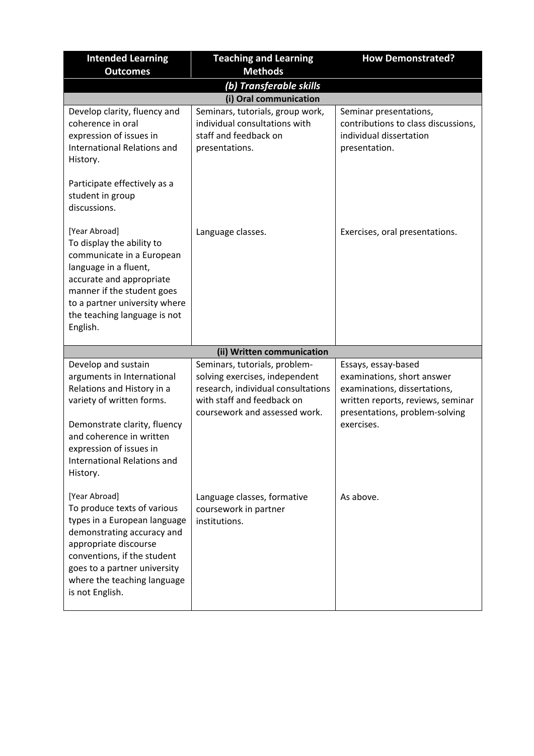| Intended Learning Outcomes | Teaching and Learning Methods | How Demonstrated? |
|---|---|---|
| ***(b) Transferable skills*** | | |
| **(i) Oral communication** | | |
| Develop clarity, fluency and coherence in oral expression of issues in International Relations and History.<br><br>Participate effectively as a student in group discussions. | Seminars, tutorials, group work, individual consultations with staff and feedback on presentations. | Seminar presentations, contributions to class discussions, individual dissertation presentation. |
| [Year Abroad]<br>To display the ability to communicate in a European language in a fluent, accurate and appropriate manner if the student goes to a partner university where the teaching language is not English. | Language classes. | Exercises, oral presentations. |
| **(ii) Written communication** | | |
| Develop and sustain arguments in International Relations and History in a variety of written forms.<br><br>Demonstrate clarity, fluency and coherence in written expression of issues in International Relations and History. | Seminars, tutorials, problem-solving exercises, independent research, individual consultations with staff and feedback on coursework and assessed work. | Essays, essay-based examinations, short answer examinations, dissertations, written reports, reviews, seminar presentations, problem-solving exercises. |
| [Year Abroad]<br>To produce texts of various types in a European language demonstrating accuracy and appropriate discourse conventions, if the student goes to a partner university where the teaching language is not English. | Language classes, formative coursework in partner institutions. | As above. |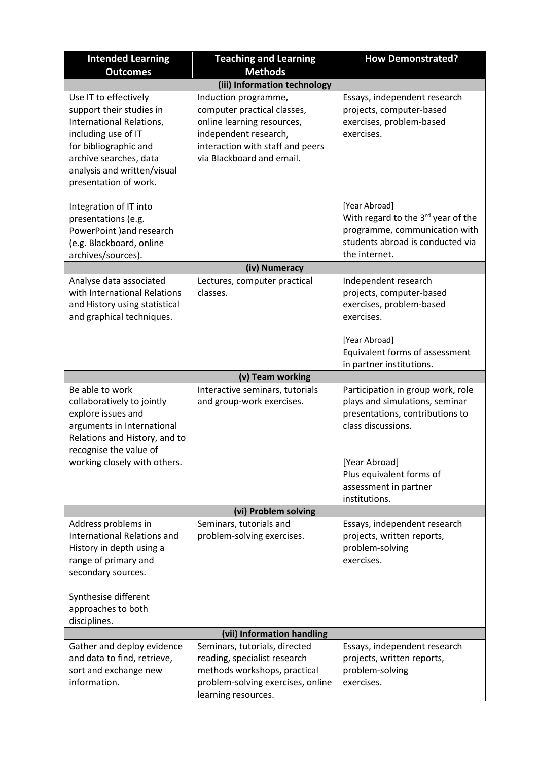| Intended Learning Outcomes | Teaching and Learning Methods | How Demonstrated? |
| --- | --- | --- |
| **(iii) Information technology** | | |
| Use IT to effectively support their studies in International Relations, including use of IT for bibliographic and archive searches, data analysis and written/visual presentation of work.<br><br>Integration of IT into presentations (e.g. PowerPoint )and research (e.g. Blackboard, online archives/sources). | Induction programme, computer practical classes, online learning resources, independent research, interaction with staff and peers via Blackboard and email. | Essays, independent research projects, computer-based exercises, problem-based exercises.<br><br>[Year Abroad]<br>With regard to the 3rd year of the programme, communication with students abroad is conducted via the internet. |
| **(iv) Numeracy** | | |
| Analyse data associated with International Relations and History using statistical and graphical techniques. | Lectures, computer practical classes. | Independent research projects, computer-based exercises, problem-based exercises.<br><br>[Year Abroad]<br>Equivalent forms of assessment in partner institutions. |
| **(v) Team working** | | |
| Be able to work collaboratively to jointly explore issues and arguments in International Relations and History, and to recognise the value of working closely with others. | Interactive seminars, tutorials and group-work exercises. | Participation in group work, role plays and simulations, seminar presentations, contributions to class discussions.<br><br>[Year Abroad]<br>Plus equivalent forms of assessment in partner institutions. |
| **(vi) Problem solving** | | |
| Address problems in International Relations and History in depth using a range of primary and secondary sources.<br><br>Synthesise different approaches to both disciplines. | Seminars, tutorials and problem-solving exercises. | Essays, independent research projects, written reports, problem-solving exercises. |
| **(vii) Information handling** | | |
| Gather and deploy evidence and data to find, retrieve, sort and exchange new information. | Seminars, tutorials, directed reading, specialist research methods workshops, practical problem-solving exercises, online learning resources. | Essays, independent research projects, written reports, problem-solving exercises. |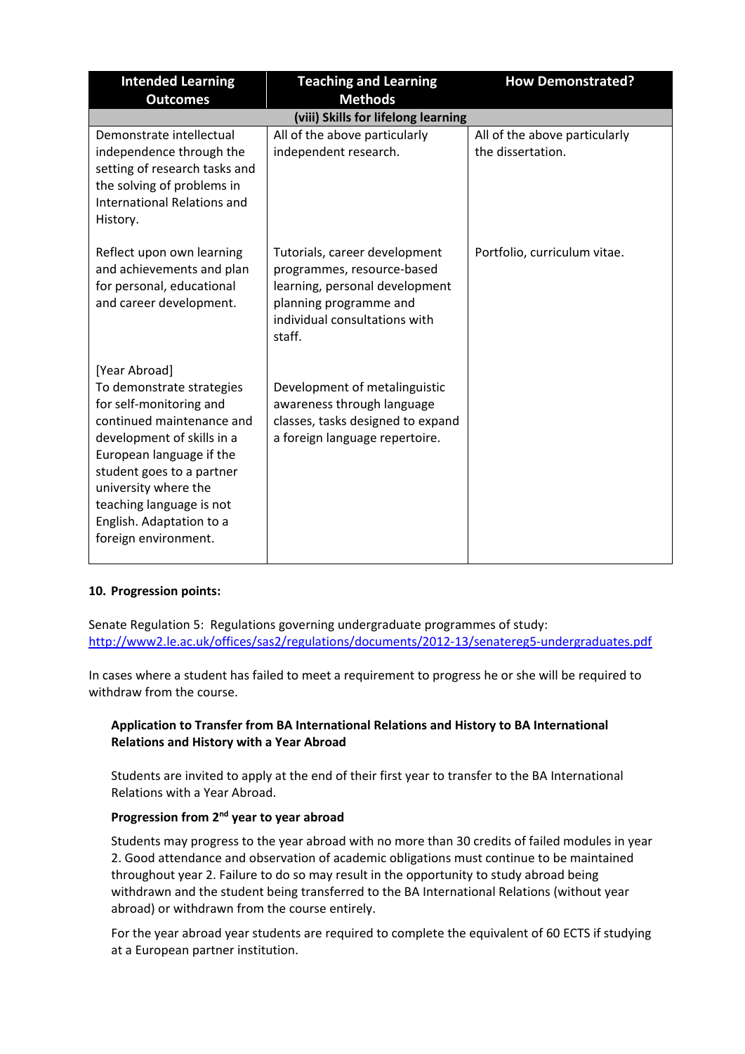| Intended Learning Outcomes | Teaching and Learning Methods | How Demonstrated? |
|---|---|---|
| **(viii) Skills for lifelong learning** | | |
| Demonstrate intellectual independence through the setting of research tasks and the solving of problems in International Relations and History. | All of the above particularly independent research. | All of the above particularly the dissertation. |
| Reflect upon own learning and achievements and plan for personal, educational and career development. | Tutorials, career development programmes, resource-based learning, personal development planning programme and individual consultations with staff. | Portfolio, curriculum vitae. |
| [Year Abroad] To demonstrate strategies for self-monitoring and continued maintenance and development of skills in a European language if the student goes to a partner university where the teaching language is not English. Adaptation to a foreign environment. | Development of metalinguistic awareness through language classes, tasks designed to expand a foreign language repertoire. | |

**10. Progression points:**

Senate Regulation 5: Regulations governing undergraduate programmes of study: http://www2.le.ac.uk/offices/sas2/regulations/documents/2012-13/senatereg5-undergraduates.pdf

In cases where a student has failed to meet a requirement to progress he or she will be required to withdraw from the course.

**Application to Transfer from BA International Relations and History to BA International Relations and History with a Year Abroad**

Students are invited to apply at the end of their first year to transfer to the BA International Relations with a Year Abroad.

**Progression from 2nd year to year abroad**

Students may progress to the year abroad with no more than 30 credits of failed modules in year 2. Good attendance and observation of academic obligations must continue to be maintained throughout year 2. Failure to do so may result in the opportunity to study abroad being withdrawn and the student being transferred to the BA International Relations (without year abroad) or withdrawn from the course entirely.

For the year abroad year students are required to complete the equivalent of 60 ECTS if studying at a European partner institution.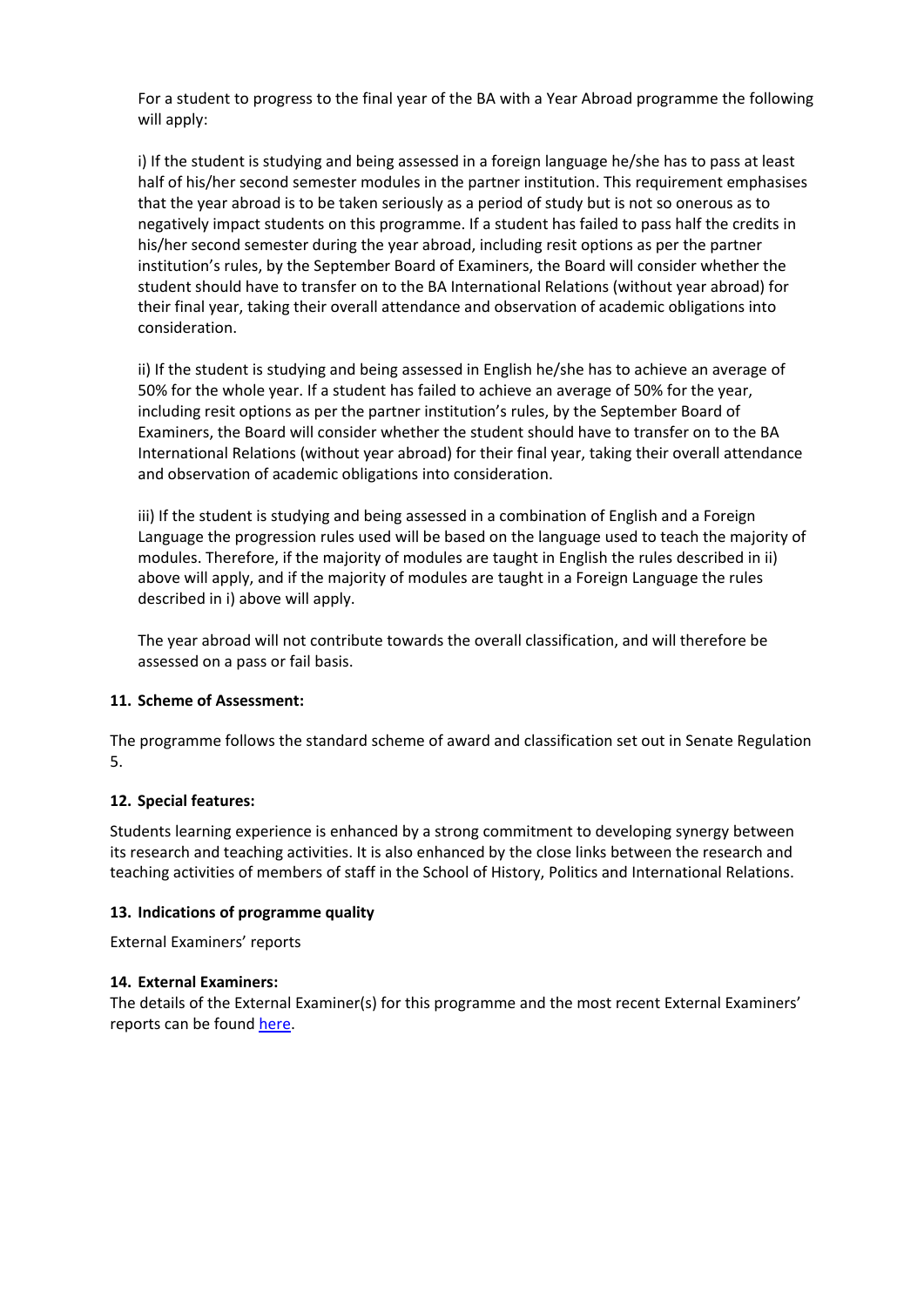For a student to progress to the final year of the BA with a Year Abroad programme the following will apply:

i) If the student is studying and being assessed in a foreign language he/she has to pass at least half of his/her second semester modules in the partner institution. This requirement emphasises that the year abroad is to be taken seriously as a period of study but is not so onerous as to negatively impact students on this programme. If a student has failed to pass half the credits in his/her second semester during the year abroad, including resit options as per the partner institution's rules, by the September Board of Examiners, the Board will consider whether the student should have to transfer on to the BA International Relations (without year abroad) for their final year, taking their overall attendance and observation of academic obligations into consideration.

ii) If the student is studying and being assessed in English he/she has to achieve an average of 50% for the whole year. If a student has failed to achieve an average of 50% for the year, including resit options as per the partner institution's rules, by the September Board of Examiners, the Board will consider whether the student should have to transfer on to the BA International Relations (without year abroad) for their final year, taking their overall attendance and observation of academic obligations into consideration.

iii) If the student is studying and being assessed in a combination of English and a Foreign Language the progression rules used will be based on the language used to teach the majority of modules. Therefore, if the majority of modules are taught in English the rules described in ii) above will apply, and if the majority of modules are taught in a Foreign Language the rules described in i) above will apply.

The year abroad will not contribute towards the overall classification, and will therefore be assessed on a pass or fail basis.

### 11. Scheme of Assessment:

The programme follows the standard scheme of award and classification set out in Senate Regulation 5.

### 12. Special features:

Students learning experience is enhanced by a strong commitment to developing synergy between its research and teaching activities. It is also enhanced by the close links between the research and teaching activities of members of staff in the School of History, Politics and International Relations.

### 13. Indications of programme quality

External Examiners' reports

### 14. External Examiners:

The details of the External Examiner(s) for this programme and the most recent External Examiners' reports can be found here.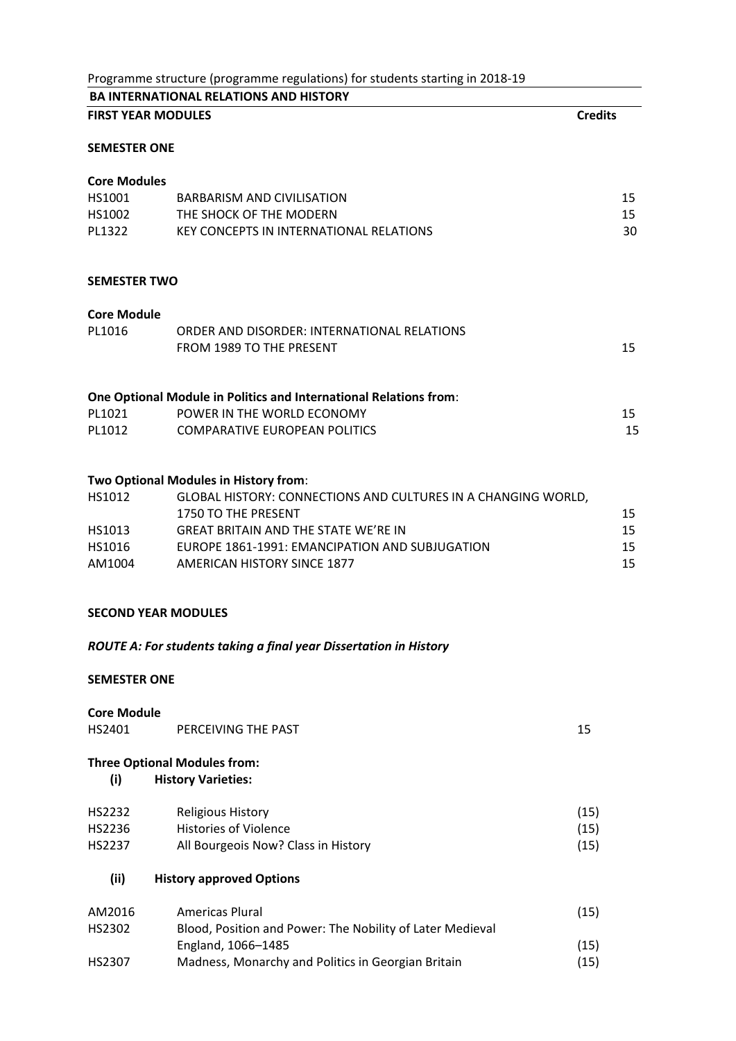Programme structure (programme regulations) for students starting in 2018-19

## BA INTERNATIONAL RELATIONS AND HISTORY

### FIRST YEAR MODULES

**Credits**

#### SEMESTER ONE

**Core Modules**

| | | |
|---|---|---|
| HS1001 | BARBARISM AND CIVILISATION | 15 |
| HS1002 | THE SHOCK OF THE MODERN | 15 |
| PL1322 | KEY CONCEPTS IN INTERNATIONAL RELATIONS | 30 |

#### SEMESTER TWO

**Core Module**

| | | |
|---|---|---|
| PL1016 | ORDER AND DISORDER: INTERNATIONAL RELATIONS FROM 1989 TO THE PRESENT | 15 |

**One Optional Module in Politics and International Relations from**:

| | | |
|---|---|---|
| PL1021 | POWER IN THE WORLD ECONOMY | 15 |
| PL1012 | COMPARATIVE EUROPEAN POLITICS | 15 |

**Two Optional Modules in History from**:

| | | |
|---|---|---|
| HS1012 | GLOBAL HISTORY: CONNECTIONS AND CULTURES IN A CHANGING WORLD, 1750 TO THE PRESENT | 15 |
| HS1013 | GREAT BRITAIN AND THE STATE WE'RE IN | 15 |
| HS1016 | EUROPE 1861-1991: EMANCIPATION AND SUBJUGATION | 15 |
| AM1004 | AMERICAN HISTORY SINCE 1877 | 15 |

### SECOND YEAR MODULES

***ROUTE A: For students taking a final year Dissertation in History***

#### SEMESTER ONE

**Core Module**

| | | |
|---|---|---|
| HS2401 | PERCEIVING THE PAST | 15 |

**Three Optional Modules from:**

**(i) History Varieties:**

| | | |
|---|---|---|
| HS2232 | Religious History | (15) |
| HS2236 | Histories of Violence | (15) |
| HS2237 | All Bourgeois Now? Class in History | (15) |

**(ii) History approved Options**

| | | |
|---|---|---|
| AM2016 | Americas Plural | (15) |
| HS2302 | Blood, Position and Power: The Nobility of Later Medieval England, 1066–1485 | (15) |
| HS2307 | Madness, Monarchy and Politics in Georgian Britain | (15) |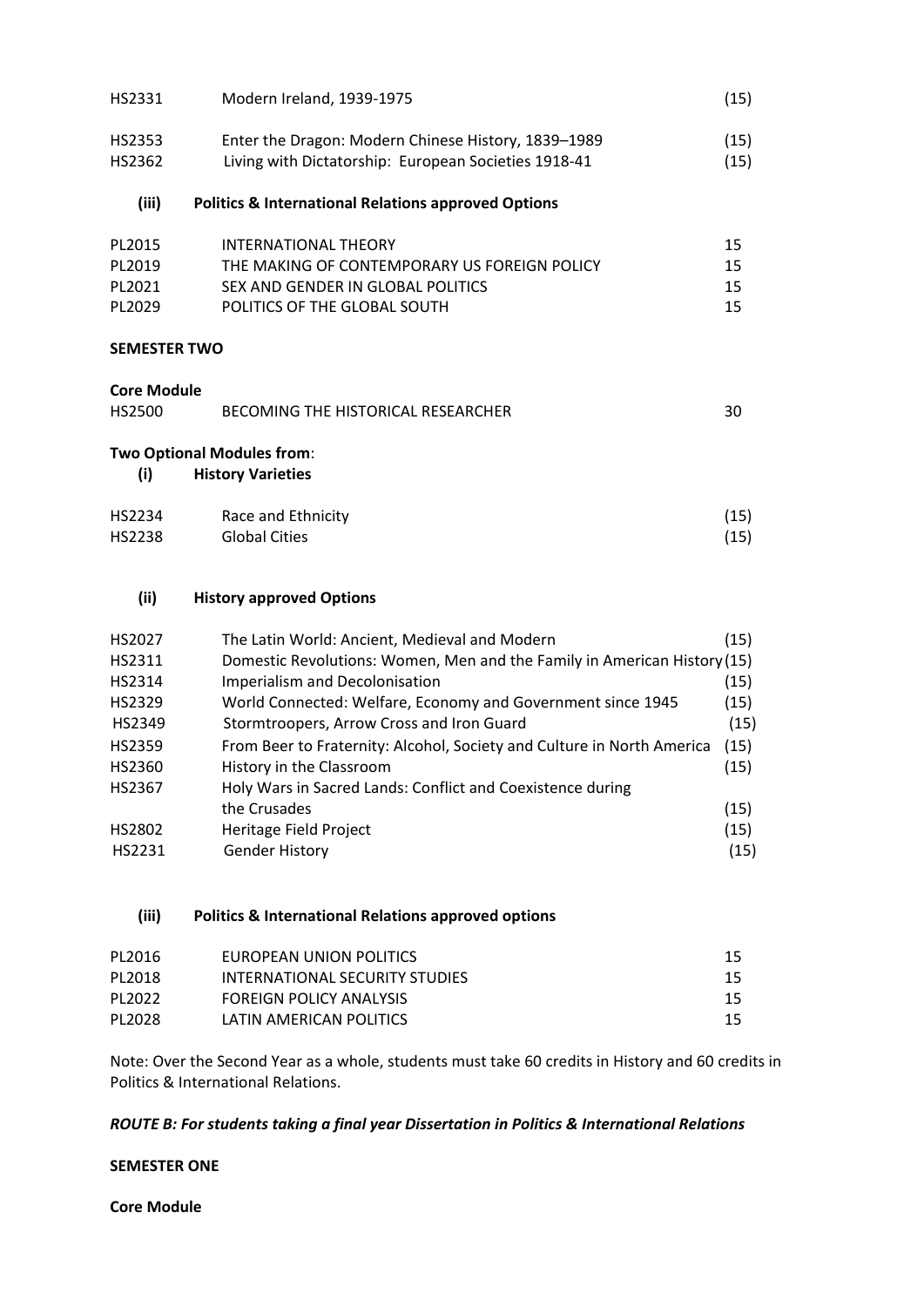| | | |
|---|---|---|
| HS2331 | Modern Ireland, 1939-1975 | (15) |
| HS2353 | Enter the Dragon: Modern Chinese History, 1839–1989 | (15) |
| HS2362 | Living with Dictatorship: European Societies 1918-41 | (15) |

**(iii) Politics & International Relations approved Options**

| | | |
|---|---|---|
| PL2015 | INTERNATIONAL THEORY | 15 |
| PL2019 | THE MAKING OF CONTEMPORARY US FOREIGN POLICY | 15 |
| PL2021 | SEX AND GENDER IN GLOBAL POLITICS | 15 |
| PL2029 | POLITICS OF THE GLOBAL SOUTH | 15 |

**SEMESTER TWO**

**Core Module**

| | | |
|---|---|---|
| HS2500 | BECOMING THE HISTORICAL RESEARCHER | 30 |

**Two Optional Modules from**:

**(i) History Varieties**

| | | |
|---|---|---|
| HS2234 | Race and Ethnicity | (15) |
| HS2238 | Global Cities | (15) |

**(ii) History approved Options**

| | | |
|---|---|---|
| HS2027 | The Latin World: Ancient, Medieval and Modern | (15) |
| HS2311 | Domestic Revolutions: Women, Men and the Family in American History | (15) |
| HS2314 | Imperialism and Decolonisation | (15) |
| HS2329 | World Connected: Welfare, Economy and Government since 1945 | (15) |
| HS2349 | Stormtroopers, Arrow Cross and Iron Guard | (15) |
| HS2359 | From Beer to Fraternity: Alcohol, Society and Culture in North America | (15) |
| HS2360 | History in the Classroom | (15) |
| HS2367 | Holy Wars in Sacred Lands: Conflict and Coexistence during the Crusades | (15) |
| HS2802 | Heritage Field Project | (15) |
| HS2231 | Gender History | (15) |

**(iii) Politics & International Relations approved options**

| | | |
|---|---|---|
| PL2016 | EUROPEAN UNION POLITICS | 15 |
| PL2018 | INTERNATIONAL SECURITY STUDIES | 15 |
| PL2022 | FOREIGN POLICY ANALYSIS | 15 |
| PL2028 | LATIN AMERICAN POLITICS | 15 |

Note: Over the Second Year as a whole, students must take 60 credits in History and 60 credits in Politics & International Relations.

***ROUTE B: For students taking a final year Dissertation in Politics & International Relations***

**SEMESTER ONE**

**Core Module**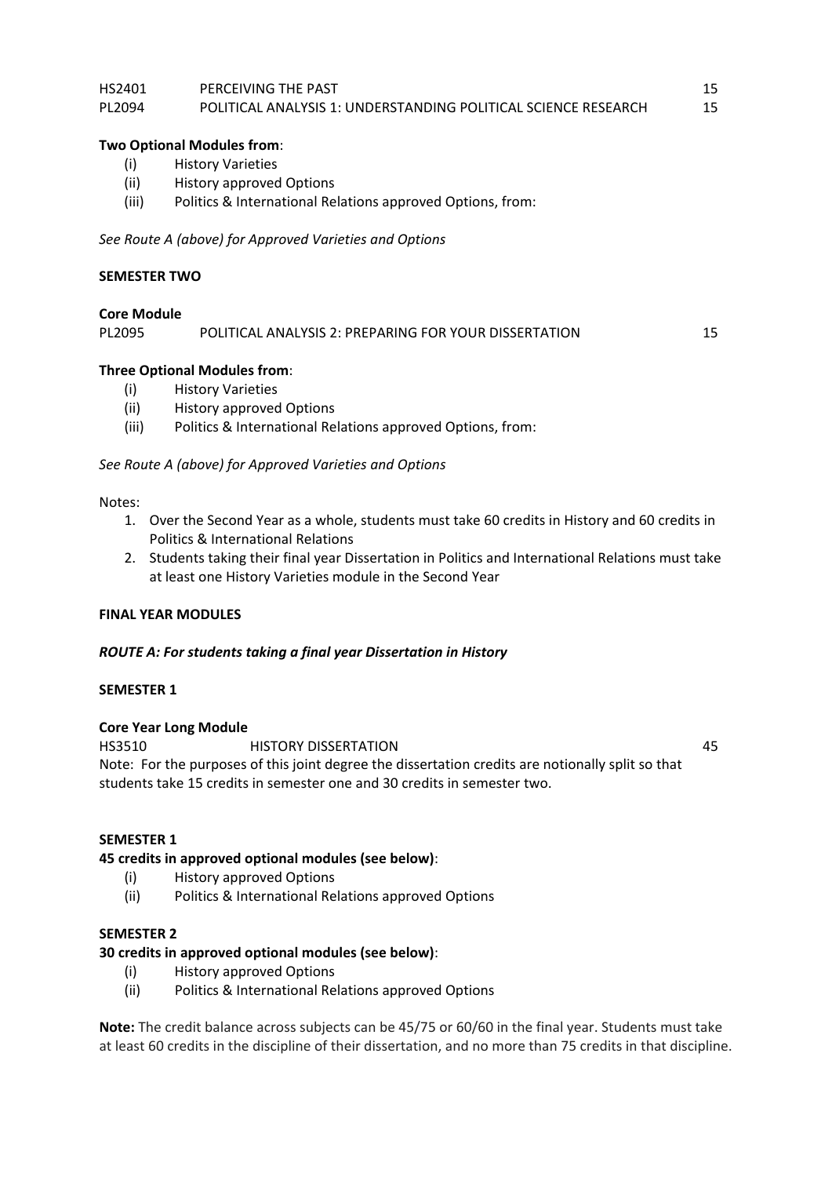| | | |
|---|---|---|
| HS2401 | PERCEIVING THE PAST | 15 |
| PL2094 | POLITICAL ANALYSIS 1: UNDERSTANDING POLITICAL SCIENCE RESEARCH | 15 |

**Two Optional Modules from**:

- (i) History Varieties
- (ii) History approved Options
- (iii) Politics & International Relations approved Options, from:

*See Route A (above) for Approved Varieties and Options*

**SEMESTER TWO**

**Core Module**

| | | |
|---|---|---|
| PL2095 | POLITICAL ANALYSIS 2: PREPARING FOR YOUR DISSERTATION | 15 |

**Three Optional Modules from**:

- (i) History Varieties
- (ii) History approved Options
- (iii) Politics & International Relations approved Options, from:

*See Route A (above) for Approved Varieties and Options*

Notes:

1. Over the Second Year as a whole, students must take 60 credits in History and 60 credits in Politics & International Relations
2. Students taking their final year Dissertation in Politics and International Relations must take at least one History Varieties module in the Second Year

**FINAL YEAR MODULES**

***ROUTE A: For students taking a final year Dissertation in History***

**SEMESTER 1**

**Core Year Long Module**

| | | |
|---|---|---|
| HS3510 | HISTORY DISSERTATION | 45 |

Note: For the purposes of this joint degree the dissertation credits are notionally split so that students take 15 credits in semester one and 30 credits in semester two.

**SEMESTER 1**

**45 credits in approved optional modules (see below)**:

- (i) History approved Options
- (ii) Politics & International Relations approved Options

**SEMESTER 2**

**30 credits in approved optional modules (see below)**:

- (i) History approved Options
- (ii) Politics & International Relations approved Options

**Note:** The credit balance across subjects can be 45/75 or 60/60 in the final year. Students must take at least 60 credits in the discipline of their dissertation, and no more than 75 credits in that discipline.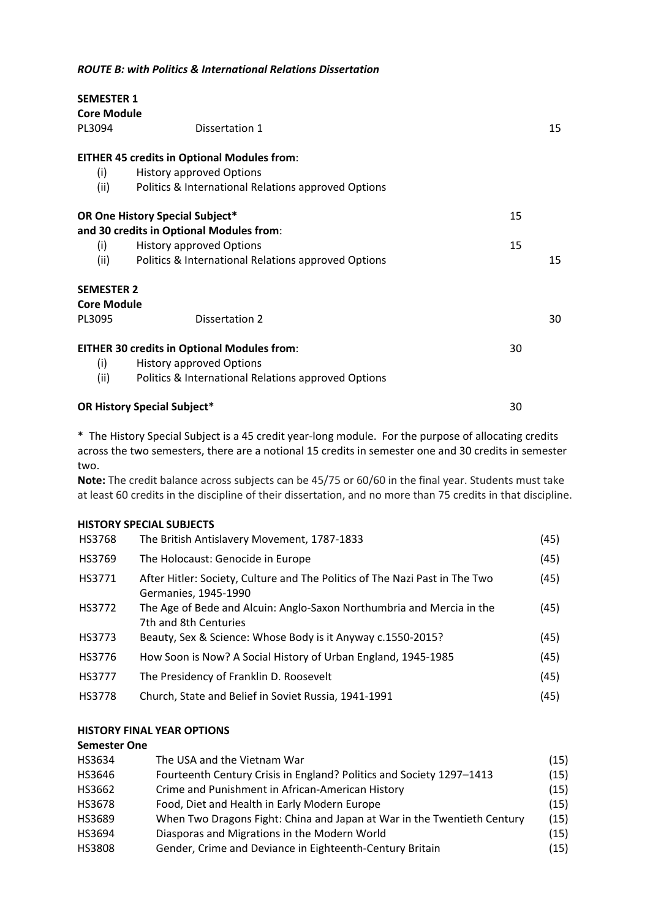*ROUTE B: with Politics & International Relations Dissertation*

**SEMESTER 1**

**Core Module**

| | | | |
|---|---|---|---|
| PL3094 | Dissertation 1 | | 15 |

**EITHER 45 credits in Optional Modules from**:

(i) History approved Options

(ii) Politics & International Relations approved Options

| | | | |
|---|---|---|---|
| **OR One History Special Subject*** | | 15 | |
| **and 30 credits in Optional Modules from**: | | | |
| (i) | History approved Options | 15 | |
| (ii) | Politics & International Relations approved Options | | 15 |

**SEMESTER 2**

**Core Module**

| | | | |
|---|---|---|---|
| PL3095 | Dissertation 2 | | 30 |

| | | |
|---|---|---|
| **EITHER 30 credits in Optional Modules from**: | | 30 |
| (i) | History approved Options | |
| (ii) | Politics & International Relations approved Options | |
| **OR History Special Subject*** | | 30 |

\* The History Special Subject is a 45 credit year-long module. For the purpose of allocating credits across the two semesters, there are a notional 15 credits in semester one and 30 credits in semester two.

**Note:** The credit balance across subjects can be 45/75 or 60/60 in the final year. Students must take at least 60 credits in the discipline of their dissertation, and no more than 75 credits in that discipline.

**HISTORY SPECIAL SUBJECTS**

| | | |
|---|---|---|
| HS3768 | The British Antislavery Movement, 1787-1833 | (45) |
| HS3769 | The Holocaust: Genocide in Europe | (45) |
| HS3771 | After Hitler: Society, Culture and The Politics of The Nazi Past in The Two Germanies, 1945-1990 | (45) |
| HS3772 | The Age of Bede and Alcuin: Anglo-Saxon Northumbria and Mercia in the 7th and 8th Centuries | (45) |
| HS3773 | Beauty, Sex & Science: Whose Body is it Anyway c.1550-2015? | (45) |
| HS3776 | How Soon is Now? A Social History of Urban England, 1945-1985 | (45) |
| HS3777 | The Presidency of Franklin D. Roosevelt | (45) |
| HS3778 | Church, State and Belief in Soviet Russia, 1941-1991 | (45) |

**HISTORY FINAL YEAR OPTIONS**

**Semester One**

| | | |
|---|---|---|
| HS3634 | The USA and the Vietnam War | (15) |
| HS3646 | Fourteenth Century Crisis in England? Politics and Society 1297–1413 | (15) |
| HS3662 | Crime and Punishment in African-American History | (15) |
| HS3678 | Food, Diet and Health in Early Modern Europe | (15) |
| HS3689 | When Two Dragons Fight: China and Japan at War in the Twentieth Century | (15) |
| HS3694 | Diasporas and Migrations in the Modern World | (15) |
| HS3808 | Gender, Crime and Deviance in Eighteenth-Century Britain | (15) |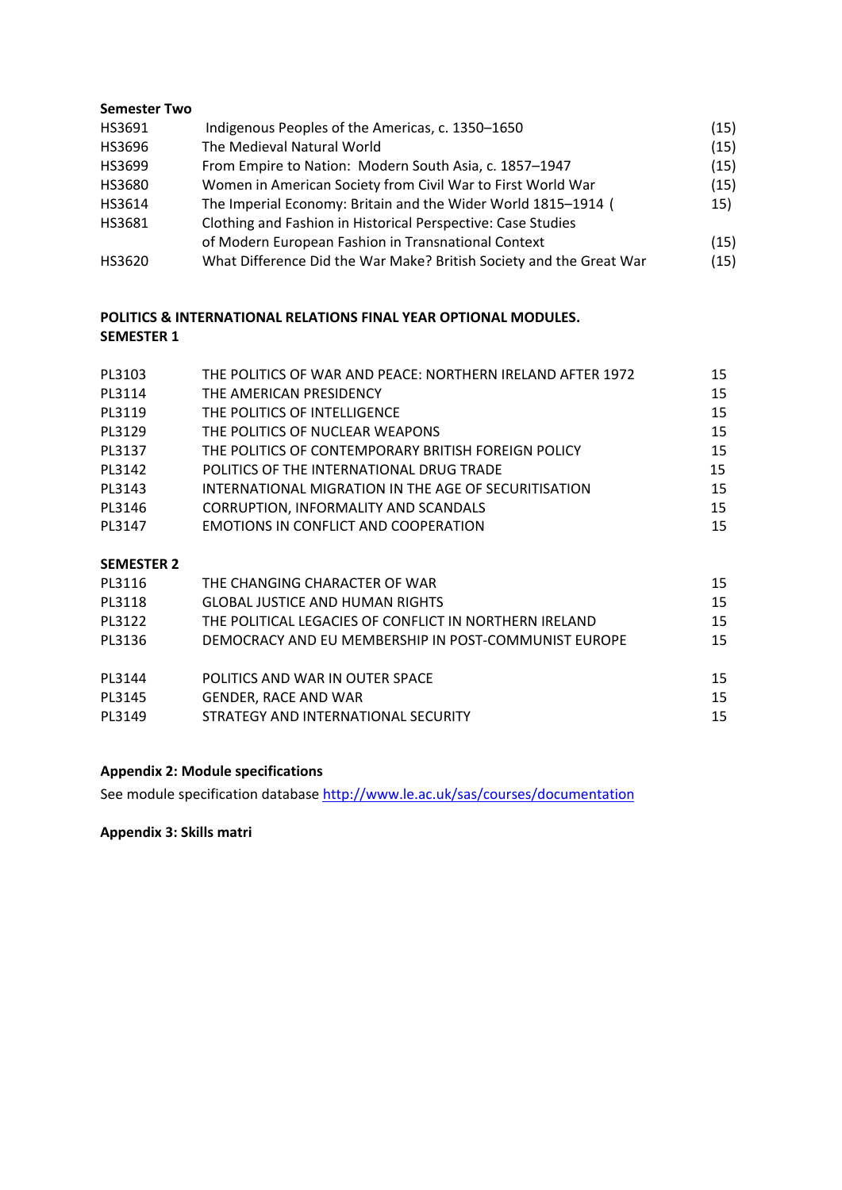**Semester Two**

| | | |
|---|---|---|
| HS3691 | Indigenous Peoples of the Americas, c. 1350–1650 | (15) |
| HS3696 | The Medieval Natural World | (15) |
| HS3699 | From Empire to Nation: Modern South Asia, c. 1857–1947 | (15) |
| HS3680 | Women in American Society from Civil War to First World War | (15) |
| HS3614 | The Imperial Economy: Britain and the Wider World 1815–1914 ( | 15) |
| HS3681 | Clothing and Fashion in Historical Perspective: Case Studies of Modern European Fashion in Transnational Context | (15) |
| HS3620 | What Difference Did the War Make? British Society and the Great War | (15) |

**POLITICS & INTERNATIONAL RELATIONS FINAL YEAR OPTIONAL MODULES.**
**SEMESTER 1**

| | | |
|---|---|---|
| PL3103 | THE POLITICS OF WAR AND PEACE: NORTHERN IRELAND AFTER 1972 | 15 |
| PL3114 | THE AMERICAN PRESIDENCY | 15 |
| PL3119 | THE POLITICS OF INTELLIGENCE | 15 |
| PL3129 | THE POLITICS OF NUCLEAR WEAPONS | 15 |
| PL3137 | THE POLITICS OF CONTEMPORARY BRITISH FOREIGN POLICY | 15 |
| PL3142 | POLITICS OF THE INTERNATIONAL DRUG TRADE | 15 |
| PL3143 | INTERNATIONAL MIGRATION IN THE AGE OF SECURITISATION | 15 |
| PL3146 | CORRUPTION, INFORMALITY AND SCANDALS | 15 |
| PL3147 | EMOTIONS IN CONFLICT AND COOPERATION | 15 |

**SEMESTER 2**

| | | |
|---|---|---|
| PL3116 | THE CHANGING CHARACTER OF WAR | 15 |
| PL3118 | GLOBAL JUSTICE AND HUMAN RIGHTS | 15 |
| PL3122 | THE POLITICAL LEGACIES OF CONFLICT IN NORTHERN IRELAND | 15 |
| PL3136 | DEMOCRACY AND EU MEMBERSHIP IN POST-COMMUNIST EUROPE | 15 |
| PL3144 | POLITICS AND WAR IN OUTER SPACE | 15 |
| PL3145 | GENDER, RACE AND WAR | 15 |
| PL3149 | STRATEGY AND INTERNATIONAL SECURITY | 15 |

**Appendix 2: Module specifications**

See module specification database http://www.le.ac.uk/sas/courses/documentation

**Appendix 3: Skills matri**